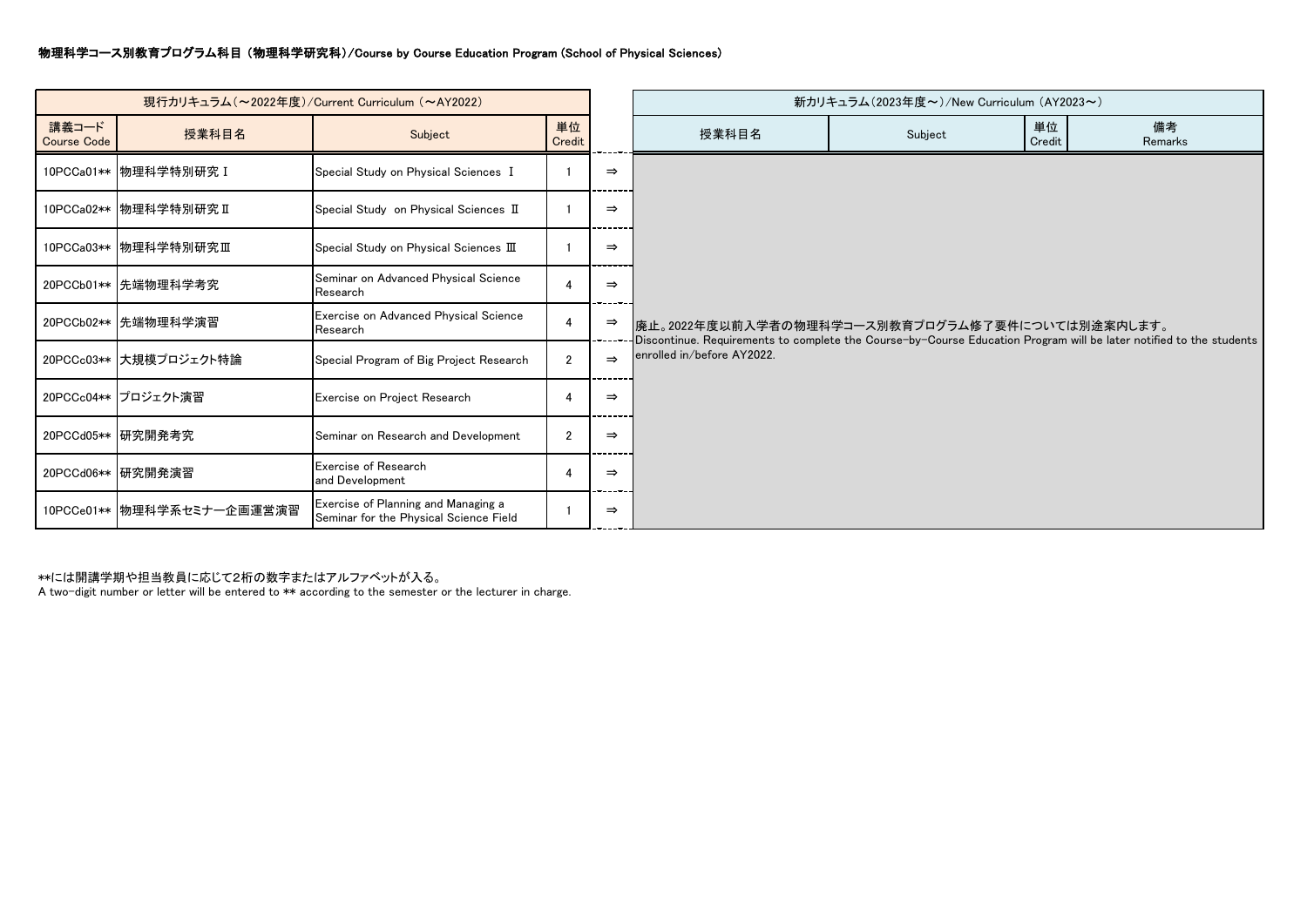## 物理科学コース別教育プログラム科目（物理科学研究科）/Course by Course Education Program (School of Physical Sciences)

| 現行カリキュラム（～2022年度）/Current Curriculum（～AY2022） | | | | | 新カリキュラム(2023年度～)/New Curriculum（AY2023～） | | | |
|---|---|---|---|---|---|---|---|---|
| 講義コード Course Code | 授業科目名 | Subject | 単位 Credit | | 授業科目名 | Subject | 単位 Credit | 備考 Remarks |
| 10PCCa01** | 物理科学特別研究Ⅰ | Special Study on Physical Sciences Ⅰ | 1 | ⇒ | 廃止。2022年度以前入学者の物理科学コース別教育プログラム修了要件については別途案内します。 Discontinue. Requirements to complete the Course-by-Course Education Program will be later notified to the students enrolled in/before AY2022. | | | |
| 10PCCa02** | 物理科学特別研究Ⅱ | Special Study on Physical Sciences Ⅱ | 1 | ⇒ | | | | |
| 10PCCa03** | 物理科学特別研究Ⅲ | Special Study on Physical Sciences Ⅲ | 1 | ⇒ | | | | |
| 20PCCb01** | 先端物理科学考究 | Seminar on Advanced Physical Science Research | 4 | ⇒ | | | | |
| 20PCCb02** | 先端物理科学演習 | Exercise on Advanced Physical Science Research | 4 | ⇒ | | | | |
| 20PCCc03** | 大規模プロジェクト特論 | Special Program of Big Project Research | 2 | ⇒ | | | | |
| 20PCCc04** | プロジェクト演習 | Exercise on Project Research | 4 | ⇒ | | | | |
| 20PCCd05** | 研究開発考究 | Seminar on Research and Development | 2 | ⇒ | | | | |
| 20PCCd06** | 研究開発演習 | Exercise of Research and Development | 4 | ⇒ | | | | |
| 10PCCe01** | 物理科学系セミナー企画運営演習 | Exercise of Planning and Managing a Seminar for the Physical Science Field | 1 | ⇒ | | | | |

**には開講学期や担当教員に応じて2桁の数字またはアルファベットが入る。
A two-digit number or letter will be entered to ** according to the semester or the lecturer in charge.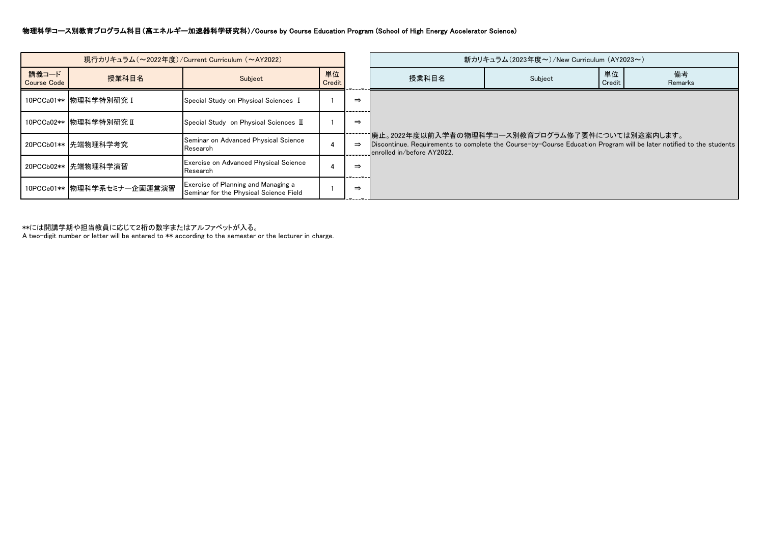**物理科学コース別教育プログラム科目（高エネルギー加速器科学研究科）/Course by Course Education Program (School of High Energy Accelerator Science)**

| 現行カリキュラム（～2022年度）/Current Curriculum （～AY2022） | | | | | 新カリキュラム（2023年度～）/New Curriculum （AY2023～） | | | |
|---|---|---|---|---|---|---|---|---|
| 講義コード Course Code | 授業科目名 | Subject | 単位 Credit | | 授業科目名 | Subject | 単位 Credit | 備考 Remarks |
| 10PCCa01** | 物理科学特別研究Ⅰ | Special Study on Physical Sciences Ⅰ | 1 | ⇒ | 廃止。2022年度以前入学者の物理科学コース別教育プログラム修了要件については別途案内します。 Discontinue. Requirements to complete the Course-by-Course Education Program will be later notified to the students enrolled in/before AY2022. | | | |
| 10PCCa02** | 物理科学特別研究Ⅱ | Special Study on Physical Sciences Ⅱ | 1 | ⇒ | | | | |
| 20PCCb01** | 先端物理科学考究 | Seminar on Advanced Physical Science Research | 4 | ⇒ | | | | |
| 20PCCb02** | 先端物理科学演習 | Exercise on Advanced Physical Science Research | 4 | ⇒ | | | | |
| 10PCCe01** | 物理科学系セミナー企画運営演習 | Exercise of Planning and Managing a Seminar for the Physical Science Field | 1 | ⇒ | | | | |

**には開講学期や担当教員に応じて2桁の数字またはアルファベットが入る。
A two-digit number or letter will be entered to ** according to the semester or the lecturer in charge.